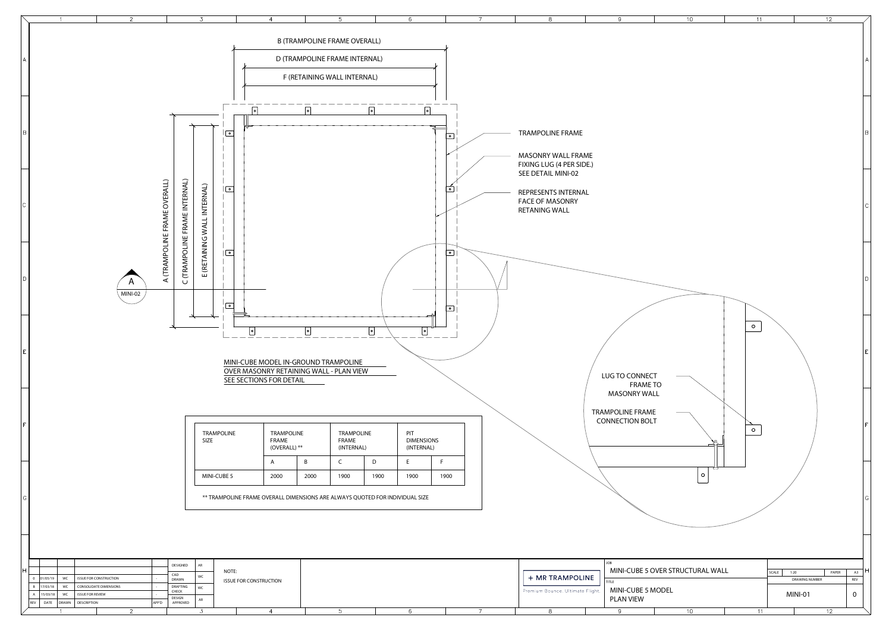B (TRAMPOLINE FRAME OVERALL)

D (TRAMPOLINE FRAME INTERNAL)

F (RETAINING WALL INTERNAL)

A (TRAMPOLINE FRAME OVERALL)

C (TRAMPOLINE FRAME INTERNAL)

E (RETAINING WALL INTERNAL)

A
MINI-02

TRAMPOLINE FRAME

MASONRY WALL FRAME FIXING LUG (4 PER SIDE.) SEE DETAIL MINI-02

REPRESENTS INTERNAL FACE OF MASONRY RETANING WALL

LUG TO CONNECT FRAME TO MASONRY WALL

TRAMPOLINE FRAME CONNECTION BOLT

MINI-CUBE MODEL IN-GROUND TRAMPOLINE OVER MASONRY RETAINING WALL - PLAN VIEW
SEE SECTIONS FOR DETAIL

| TRAMPOLINE SIZE | TRAMPOLINE FRAME (OVERALL) ** | | TRAMPOLINE FRAME (INTERNAL) | | PIT DIMENSIONS (INTERNAL) | |
|---|---|---|---|---|---|---|
| | A | B | C | D | E | F |
| MINI-CUBE 5 | 2000 | 2000 | 1900 | 1900 | 1900 | 1900 |

** TRAMPOLINE FRAME OVERALL DIMENSIONS ARE ALWAYS QUOTED FOR INDIVIDUAL SIZE

| REV | DATE | DRAWN | DESCRIPTION | APP'D |
|---|---|---|---|---|
| 0 | 01/05/19 | WC | ISSUE FOR CONSTRUCTION | - |
| B | 17/03/18 | WC | CONSOLIDATE DIMENSIONS | - |
| A | 15/03/18 | WC | ISSUE FOR REVIEW | - |

| | |
|---|---|
| DESIGNED | AR |
| CAD DRAWN | WC |
| DRAFTING CHECK | WC |
| DESIGN APPROVED | AR |

NOTE:
ISSUE FOR CONSTRUCTION

+ MR TRAMPOLINE
Premium Bounce. Ultimate Flight.

JOB: MINI-CUBE 5 OVER STRUCTURAL WALL

TITLE: MINI-CUBE 5 MODEL PLAN VIEW

SCALE: 1:20 | PAPER: A3

DRAWING NUMBER: MINI-01 | REV: 0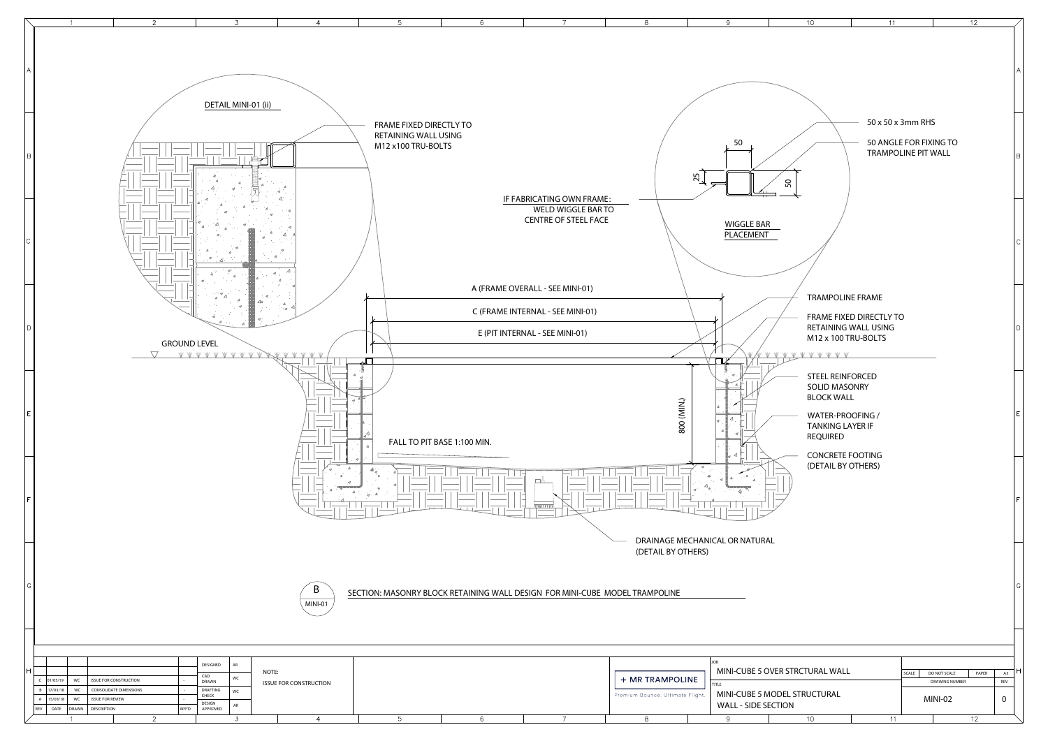DETAIL MINI-01 (ii)

FRAME FIXED DIRECTLY TO RETAINING WALL USING M12 x100 TRU-BOLTS

IF FABRICATING OWN FRAME: WELD WIGGLE BAR TO CENTRE OF STEEL FACE

50

25

50

WIGGLE BAR PLACEMENT

50 x 50 x 3mm RHS

50 ANGLE FOR FIXING TO TRAMPOLINE PIT WALL

A (FRAME OVERALL - SEE MINI-01)

C (FRAME INTERNAL - SEE MINI-01)

E (PIT INTERNAL - SEE MINI-01)

GROUND LEVEL

TRAMPOLINE FRAME

FRAME FIXED DIRECTLY TO RETAINING WALL USING M12 x 100 TRU-BOLTS

STEEL REINFORCED SOLID MASONRY BLOCK WALL

WATER-PROOFING / TANKING LAYER IF REQUIRED

CONCRETE FOOTING (DETAIL BY OTHERS)

800 (MIN.)

FALL TO PIT BASE 1:100 MIN.

DRAINAGE MECHANICAL OR NATURAL (DETAIL BY OTHERS)

B / MINI-01 — SECTION: MASONRY BLOCK RETAINING WALL DESIGN FOR MINI-CUBE MODEL TRAMPOLINE

| REV | DATE | DRAWN | DESCRIPTION | APP'D |
|---|---|---|---|---|
| C | 01/05/19 | WC | ISSUE FOR CONSTRUCTION | - |
| B | 17/03/18 | WC | CONSOLIDATE DIMENSIONS | - |
| A | 15/03/18 | WC | ISSUE FOR REVIEW | - |

| | |
|---|---|
| DESIGNED | AR |
| CAD DRAWN | WC |
| DRAFTING CHECK | WC |
| DESIGN APPROVED | AR |

NOTE:
ISSUE FOR CONSTRUCTION

+ MR TRAMPOLINE
Premium Bounce. Ultimate Flight.

JOB: MINI-CUBE 5 OVER STRCTURAL WALL

TITLE: MINI-CUBE 5 MODEL STRUCTURAL WALL - SIDE SECTION

SCALE: DO NOT SCALE — PAPER: A3

DRAWING NUMBER: MINI-02 — REV: 0